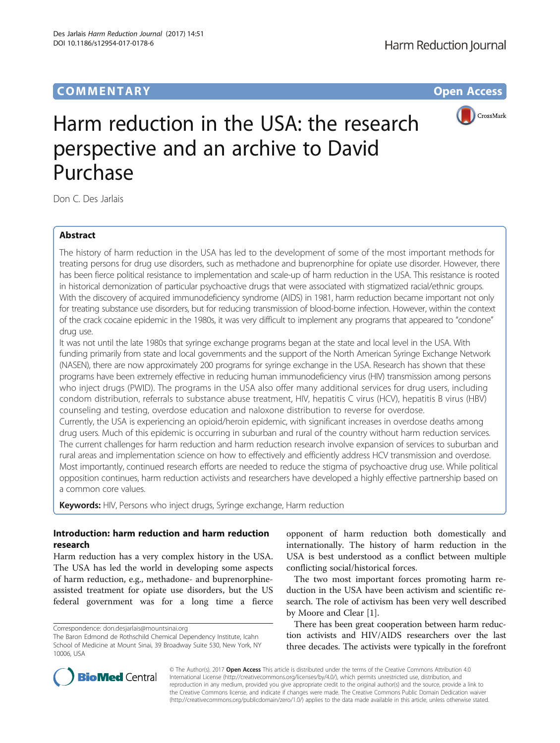COMMENTARY Open Access

# Harm reduction in the USA: the research perspective and an archive to David Purchase

Don C. Des Jarlais

## Abstract

The history of harm reduction in the USA has led to the development of some of the most important methods for treating persons for drug use disorders, such as methadone and buprenorphine for opiate use disorder. However, there has been fierce political resistance to implementation and scale-up of harm reduction in the USA. This resistance is rooted in historical demonization of particular psychoactive drugs that were associated with stigmatized racial/ethnic groups. With the discovery of acquired immunodeficiency syndrome (AIDS) in 1981, harm reduction became important not only for treating substance use disorders, but for reducing transmission of blood-borne infection. However, within the context of the crack cocaine epidemic in the 1980s, it was very difficult to implement any programs that appeared to "condone" drug use.

It was not until the late 1980s that syringe exchange programs began at the state and local level in the USA. With funding primarily from state and local governments and the support of the North American Syringe Exchange Network (NASEN), there are now approximately 200 programs for syringe exchange in the USA. Research has shown that these programs have been extremely effective in reducing human immunodeficiency virus (HIV) transmission among persons who inject drugs (PWID). The programs in the USA also offer many additional services for drug users, including condom distribution, referrals to substance abuse treatment, HIV, hepatitis C virus (HCV), hepatitis B virus (HBV) counseling and testing, overdose education and naloxone distribution to reverse for overdose.

Currently, the USA is experiencing an opioid/heroin epidemic, with significant increases in overdose deaths among drug users. Much of this epidemic is occurring in suburban and rural of the country without harm reduction services. The current challenges for harm reduction and harm reduction research involve expansion of services to suburban and rural areas and implementation science on how to effectively and efficiently address HCV transmission and overdose. Most importantly, continued research efforts are needed to reduce the stigma of psychoactive drug use. While political opposition continues, harm reduction activists and researchers have developed a highly effective partnership based on a common core values.

**Keywords:** HIV, Persons who inject drugs, Syringe exchange, Harm reduction

## Introduction: harm reduction and harm reduction research

Harm reduction has a very complex history in the USA. The USA has led the world in developing some aspects of harm reduction, e.g., methadone- and buprenorphine-assisted treatment for opiate use disorders, but the US federal government was for a long time a fierce opponent of harm reduction both domestically and internationally. The history of harm reduction in the USA is best understood as a conflict between multiple conflicting social/historical forces.

The two most important forces promoting harm reduction in the USA have been activism and scientific research. The role of activism has been very well described by Moore and Clear [1].

There has been great cooperation between harm reduction activists and HIV/AIDS researchers over the last three decades. The activists were typically in the forefront

Correspondence: don.desjarlais@mountsinai.org
The Baron Edmond de Rothschild Chemical Dependency Institute, Icahn School of Medicine at Mount Sinai, 39 Broadway Suite 530, New York, NY 10006, USA

© The Author(s). 2017 **Open Access** This article is distributed under the terms of the Creative Commons Attribution 4.0 International License (http://creativecommons.org/licenses/by/4.0/), which permits unrestricted use, distribution, and reproduction in any medium, provided you give appropriate credit to the original author(s) and the source, provide a link to the Creative Commons license, and indicate if changes were made. The Creative Commons Public Domain Dedication waiver (http://creativecommons.org/publicdomain/zero/1.0/) applies to the data made available in this article, unless otherwise stated.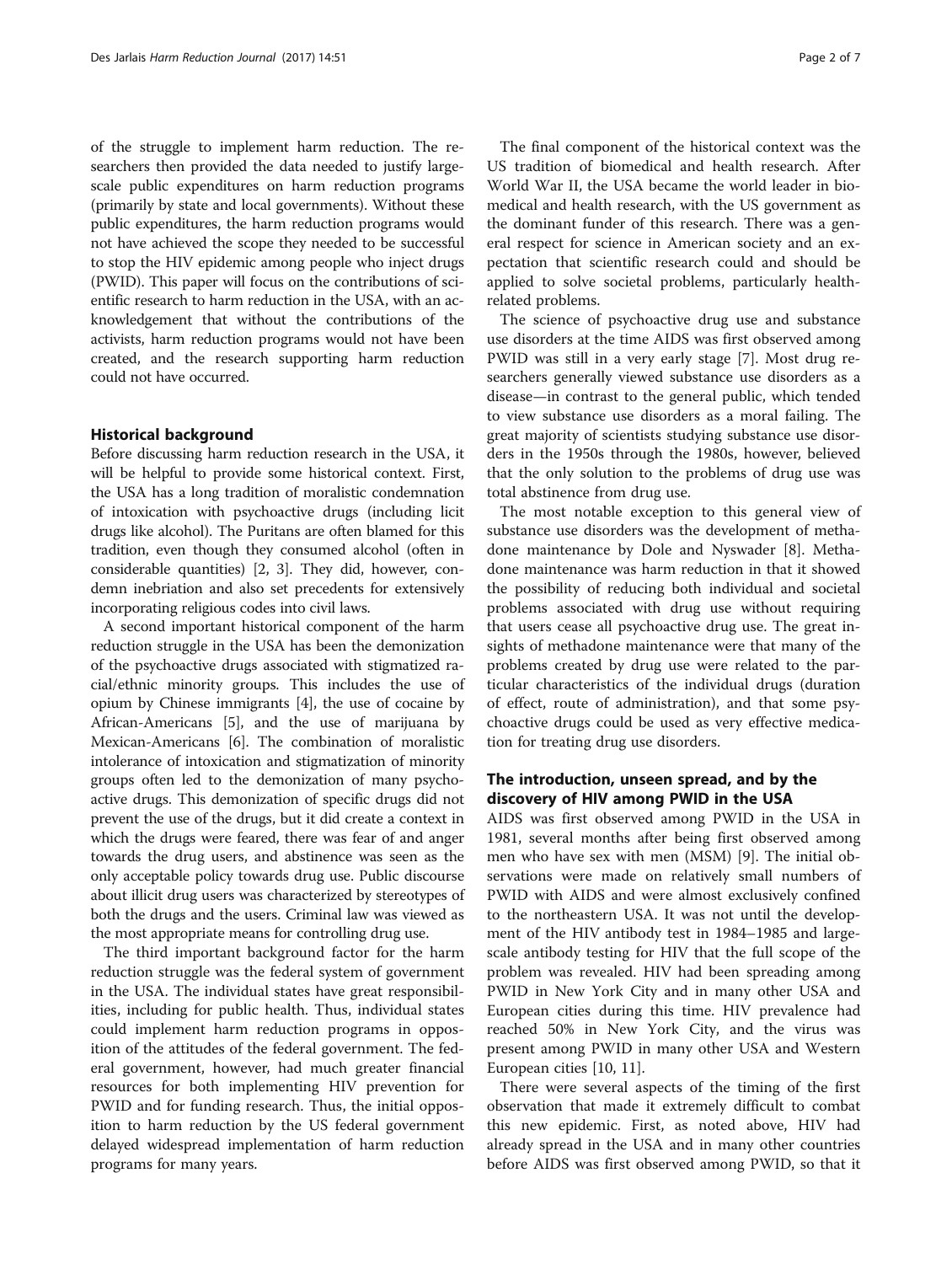of the struggle to implement harm reduction. The researchers then provided the data needed to justify large-scale public expenditures on harm reduction programs (primarily by state and local governments). Without these public expenditures, the harm reduction programs would not have achieved the scope they needed to be successful to stop the HIV epidemic among people who inject drugs (PWID). This paper will focus on the contributions of scientific research to harm reduction in the USA, with an acknowledgement that without the contributions of the activists, harm reduction programs would not have been created, and the research supporting harm reduction could not have occurred.

## Historical background

Before discussing harm reduction research in the USA, it will be helpful to provide some historical context. First, the USA has a long tradition of moralistic condemnation of intoxication with psychoactive drugs (including licit drugs like alcohol). The Puritans are often blamed for this tradition, even though they consumed alcohol (often in considerable quantities) [2, 3]. They did, however, condemn inebriation and also set precedents for extensively incorporating religious codes into civil laws.

A second important historical component of the harm reduction struggle in the USA has been the demonization of the psychoactive drugs associated with stigmatized racial/ethnic minority groups. This includes the use of opium by Chinese immigrants [4], the use of cocaine by African-Americans [5], and the use of marijuana by Mexican-Americans [6]. The combination of moralistic intolerance of intoxication and stigmatization of minority groups often led to the demonization of many psychoactive drugs. This demonization of specific drugs did not prevent the use of the drugs, but it did create a context in which the drugs were feared, there was fear of and anger towards the drug users, and abstinence was seen as the only acceptable policy towards drug use. Public discourse about illicit drug users was characterized by stereotypes of both the drugs and the users. Criminal law was viewed as the most appropriate means for controlling drug use.

The third important background factor for the harm reduction struggle was the federal system of government in the USA. The individual states have great responsibilities, including for public health. Thus, individual states could implement harm reduction programs in opposition of the attitudes of the federal government. The federal government, however, had much greater financial resources for both implementing HIV prevention for PWID and for funding research. Thus, the initial opposition to harm reduction by the US federal government delayed widespread implementation of harm reduction programs for many years.

The final component of the historical context was the US tradition of biomedical and health research. After World War II, the USA became the world leader in biomedical and health research, with the US government as the dominant funder of this research. There was a general respect for science in American society and an expectation that scientific research could and should be applied to solve societal problems, particularly health-related problems.

The science of psychoactive drug use and substance use disorders at the time AIDS was first observed among PWID was still in a very early stage [7]. Most drug researchers generally viewed substance use disorders as a disease—in contrast to the general public, which tended to view substance use disorders as a moral failing. The great majority of scientists studying substance use disorders in the 1950s through the 1980s, however, believed that the only solution to the problems of drug use was total abstinence from drug use.

The most notable exception to this general view of substance use disorders was the development of methadone maintenance by Dole and Nyswader [8]. Methadone maintenance was harm reduction in that it showed the possibility of reducing both individual and societal problems associated with drug use without requiring that users cease all psychoactive drug use. The great insights of methadone maintenance were that many of the problems created by drug use were related to the particular characteristics of the individual drugs (duration of effect, route of administration), and that some psychoactive drugs could be used as very effective medication for treating drug use disorders.

## The introduction, unseen spread, and by the discovery of HIV among PWID in the USA

AIDS was first observed among PWID in the USA in 1981, several months after being first observed among men who have sex with men (MSM) [9]. The initial observations were made on relatively small numbers of PWID with AIDS and were almost exclusively confined to the northeastern USA. It was not until the development of the HIV antibody test in 1984–1985 and large-scale antibody testing for HIV that the full scope of the problem was revealed. HIV had been spreading among PWID in New York City and in many other USA and European cities during this time. HIV prevalence had reached 50% in New York City, and the virus was present among PWID in many other USA and Western European cities [10, 11].

There were several aspects of the timing of the first observation that made it extremely difficult to combat this new epidemic. First, as noted above, HIV had already spread in the USA and in many other countries before AIDS was first observed among PWID, so that it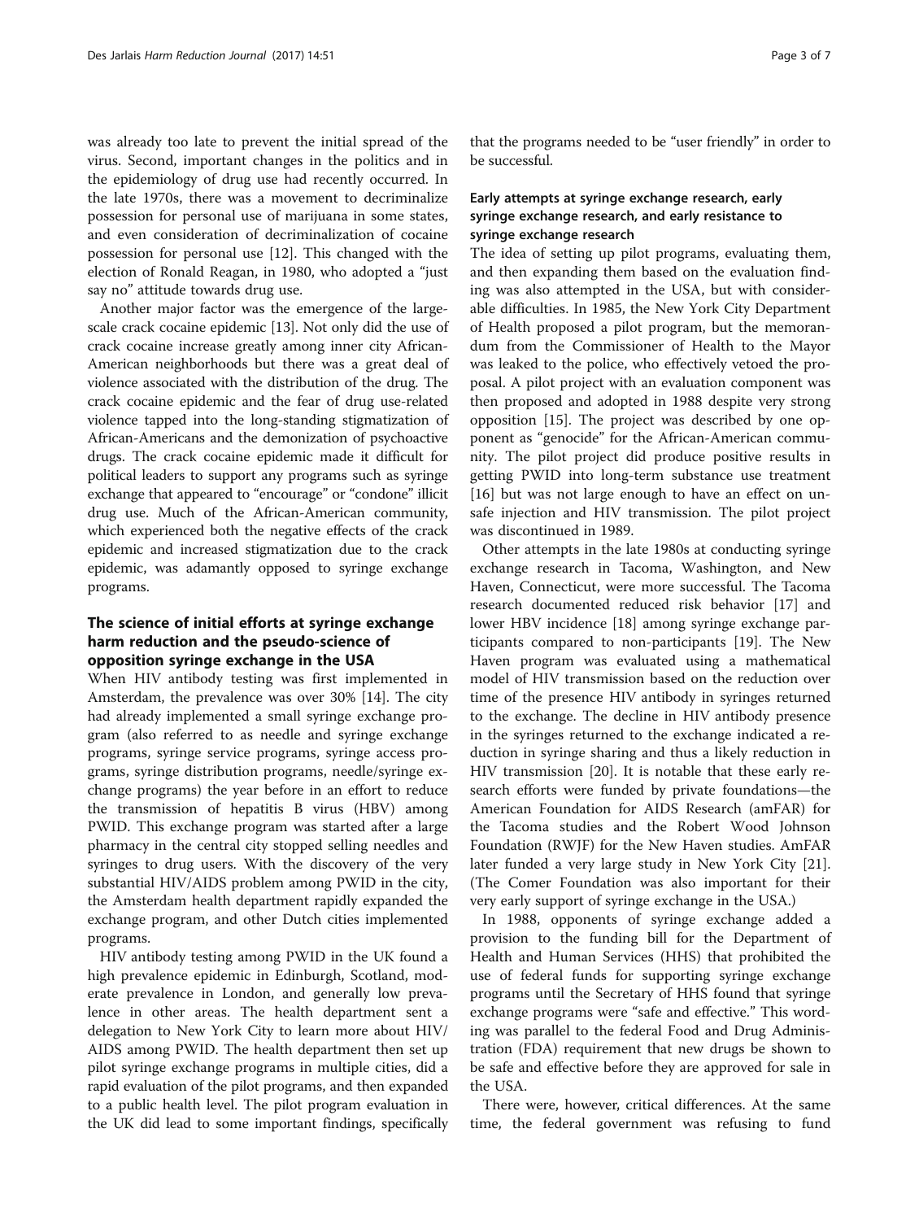was already too late to prevent the initial spread of the virus. Second, important changes in the politics and in the epidemiology of drug use had recently occurred. In the late 1970s, there was a movement to decriminalize possession for personal use of marijuana in some states, and even consideration of decriminalization of cocaine possession for personal use [12]. This changed with the election of Ronald Reagan, in 1980, who adopted a "just say no" attitude towards drug use.

Another major factor was the emergence of the large-scale crack cocaine epidemic [13]. Not only did the use of crack cocaine increase greatly among inner city African-American neighborhoods but there was a great deal of violence associated with the distribution of the drug. The crack cocaine epidemic and the fear of drug use-related violence tapped into the long-standing stigmatization of African-Americans and the demonization of psychoactive drugs. The crack cocaine epidemic made it difficult for political leaders to support any programs such as syringe exchange that appeared to "encourage" or "condone" illicit drug use. Much of the African-American community, which experienced both the negative effects of the crack epidemic and increased stigmatization due to the crack epidemic, was adamantly opposed to syringe exchange programs.

## The science of initial efforts at syringe exchange harm reduction and the pseudo-science of opposition syringe exchange in the USA

When HIV antibody testing was first implemented in Amsterdam, the prevalence was over 30% [14]. The city had already implemented a small syringe exchange program (also referred to as needle and syringe exchange programs, syringe service programs, syringe access programs, syringe distribution programs, needle/syringe exchange programs) the year before in an effort to reduce the transmission of hepatitis B virus (HBV) among PWID. This exchange program was started after a large pharmacy in the central city stopped selling needles and syringes to drug users. With the discovery of the very substantial HIV/AIDS problem among PWID in the city, the Amsterdam health department rapidly expanded the exchange program, and other Dutch cities implemented programs.

HIV antibody testing among PWID in the UK found a high prevalence epidemic in Edinburgh, Scotland, moderate prevalence in London, and generally low prevalence in other areas. The health department sent a delegation to New York City to learn more about HIV/AIDS among PWID. The health department then set up pilot syringe exchange programs in multiple cities, did a rapid evaluation of the pilot programs, and then expanded to a public health level. The pilot program evaluation in the UK did lead to some important findings, specifically that the programs needed to be "user friendly" in order to be successful.

### Early attempts at syringe exchange research, early syringe exchange research, and early resistance to syringe exchange research

The idea of setting up pilot programs, evaluating them, and then expanding them based on the evaluation finding was also attempted in the USA, but with considerable difficulties. In 1985, the New York City Department of Health proposed a pilot program, but the memorandum from the Commissioner of Health to the Mayor was leaked to the police, who effectively vetoed the proposal. A pilot project with an evaluation component was then proposed and adopted in 1988 despite very strong opposition [15]. The project was described by one opponent as "genocide" for the African-American community. The pilot project did produce positive results in getting PWID into long-term substance use treatment [16] but was not large enough to have an effect on unsafe injection and HIV transmission. The pilot project was discontinued in 1989.

Other attempts in the late 1980s at conducting syringe exchange research in Tacoma, Washington, and New Haven, Connecticut, were more successful. The Tacoma research documented reduced risk behavior [17] and lower HBV incidence [18] among syringe exchange participants compared to non-participants [19]. The New Haven program was evaluated using a mathematical model of HIV transmission based on the reduction over time of the presence HIV antibody in syringes returned to the exchange. The decline in HIV antibody presence in the syringes returned to the exchange indicated a reduction in syringe sharing and thus a likely reduction in HIV transmission [20]. It is notable that these early research efforts were funded by private foundations—the American Foundation for AIDS Research (amFAR) for the Tacoma studies and the Robert Wood Johnson Foundation (RWJF) for the New Haven studies. AmFAR later funded a very large study in New York City [21]. (The Comer Foundation was also important for their very early support of syringe exchange in the USA.)

In 1988, opponents of syringe exchange added a provision to the funding bill for the Department of Health and Human Services (HHS) that prohibited the use of federal funds for supporting syringe exchange programs until the Secretary of HHS found that syringe exchange programs were "safe and effective." This wording was parallel to the federal Food and Drug Administration (FDA) requirement that new drugs be shown to be safe and effective before they are approved for sale in the USA.

There were, however, critical differences. At the same time, the federal government was refusing to fund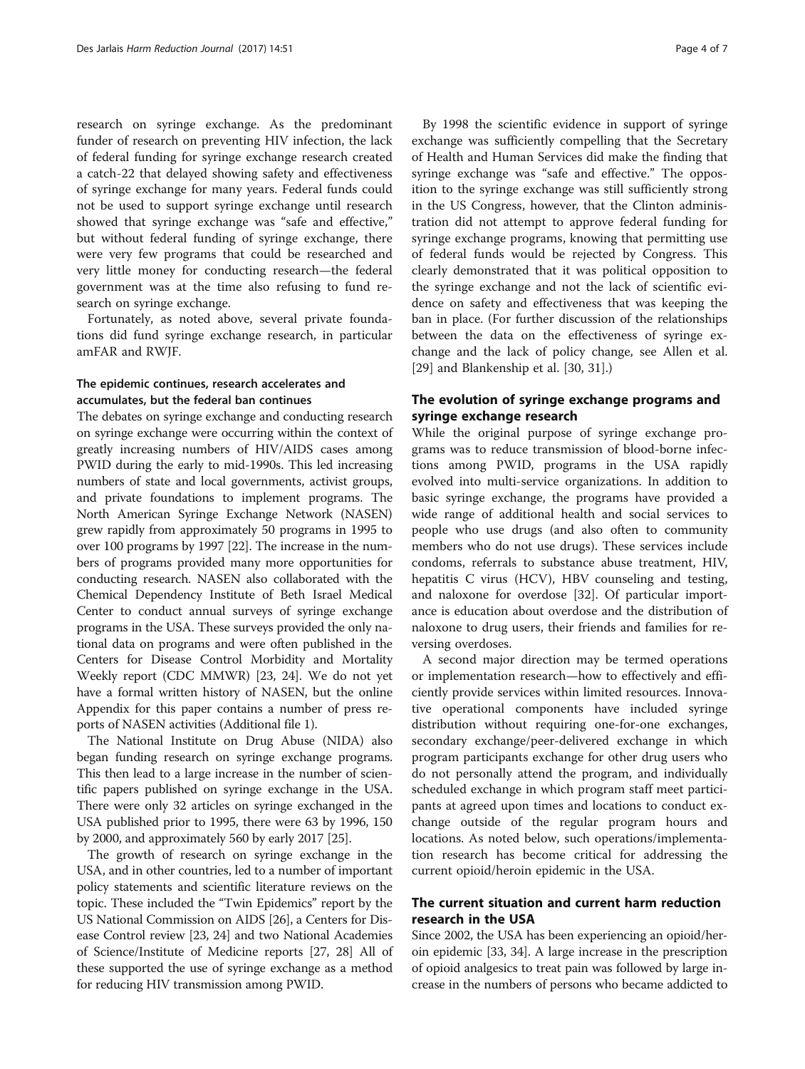research on syringe exchange. As the predominant funder of research on preventing HIV infection, the lack of federal funding for syringe exchange research created a catch-22 that delayed showing safety and effectiveness of syringe exchange for many years. Federal funds could not be used to support syringe exchange until research showed that syringe exchange was "safe and effective," but without federal funding of syringe exchange, there were very few programs that could be researched and very little money for conducting research—the federal government was at the time also refusing to fund research on syringe exchange.

Fortunately, as noted above, several private foundations did fund syringe exchange research, in particular amFAR and RWJF.

### The epidemic continues, research accelerates and accumulates, but the federal ban continues

The debates on syringe exchange and conducting research on syringe exchange were occurring within the context of greatly increasing numbers of HIV/AIDS cases among PWID during the early to mid-1990s. This led increasing numbers of state and local governments, activist groups, and private foundations to implement programs. The North American Syringe Exchange Network (NASEN) grew rapidly from approximately 50 programs in 1995 to over 100 programs by 1997 [22]. The increase in the numbers of programs provided many more opportunities for conducting research. NASEN also collaborated with the Chemical Dependency Institute of Beth Israel Medical Center to conduct annual surveys of syringe exchange programs in the USA. These surveys provided the only national data on programs and were often published in the Centers for Disease Control Morbidity and Mortality Weekly report (CDC MMWR) [23, 24]. We do not yet have a formal written history of NASEN, but the online Appendix for this paper contains a number of press reports of NASEN activities (Additional file 1).

The National Institute on Drug Abuse (NIDA) also began funding research on syringe exchange programs. This then lead to a large increase in the number of scientific papers published on syringe exchange in the USA. There were only 32 articles on syringe exchanged in the USA published prior to 1995, there were 63 by 1996, 150 by 2000, and approximately 560 by early 2017 [25].

The growth of research on syringe exchange in the USA, and in other countries, led to a number of important policy statements and scientific literature reviews on the topic. These included the "Twin Epidemics" report by the US National Commission on AIDS [26], a Centers for Disease Control review [23, 24] and two National Academies of Science/Institute of Medicine reports [27, 28] All of these supported the use of syringe exchange as a method for reducing HIV transmission among PWID.

By 1998 the scientific evidence in support of syringe exchange was sufficiently compelling that the Secretary of Health and Human Services did make the finding that syringe exchange was "safe and effective." The opposition to the syringe exchange was still sufficiently strong in the US Congress, however, that the Clinton administration did not attempt to approve federal funding for syringe exchange programs, knowing that permitting use of federal funds would be rejected by Congress. This clearly demonstrated that it was political opposition to the syringe exchange and not the lack of scientific evidence on safety and effectiveness that was keeping the ban in place. (For further discussion of the relationships between the data on the effectiveness of syringe exchange and the lack of policy change, see Allen et al. [29] and Blankenship et al. [30, 31].)

## The evolution of syringe exchange programs and syringe exchange research

While the original purpose of syringe exchange programs was to reduce transmission of blood-borne infections among PWID, programs in the USA rapidly evolved into multi-service organizations. In addition to basic syringe exchange, the programs have provided a wide range of additional health and social services to people who use drugs (and also often to community members who do not use drugs). These services include condoms, referrals to substance abuse treatment, HIV, hepatitis C virus (HCV), HBV counseling and testing, and naloxone for overdose [32]. Of particular importance is education about overdose and the distribution of naloxone to drug users, their friends and families for reversing overdoses.

A second major direction may be termed operations or implementation research—how to effectively and efficiently provide services within limited resources. Innovative operational components have included syringe distribution without requiring one-for-one exchanges, secondary exchange/peer-delivered exchange in which program participants exchange for other drug users who do not personally attend the program, and individually scheduled exchange in which program staff meet participants at agreed upon times and locations to conduct exchange outside of the regular program hours and locations. As noted below, such operations/implementation research has become critical for addressing the current opioid/heroin epidemic in the USA.

## The current situation and current harm reduction research in the USA

Since 2002, the USA has been experiencing an opioid/heroin epidemic [33, 34]. A large increase in the prescription of opioid analgesics to treat pain was followed by large increase in the numbers of persons who became addicted to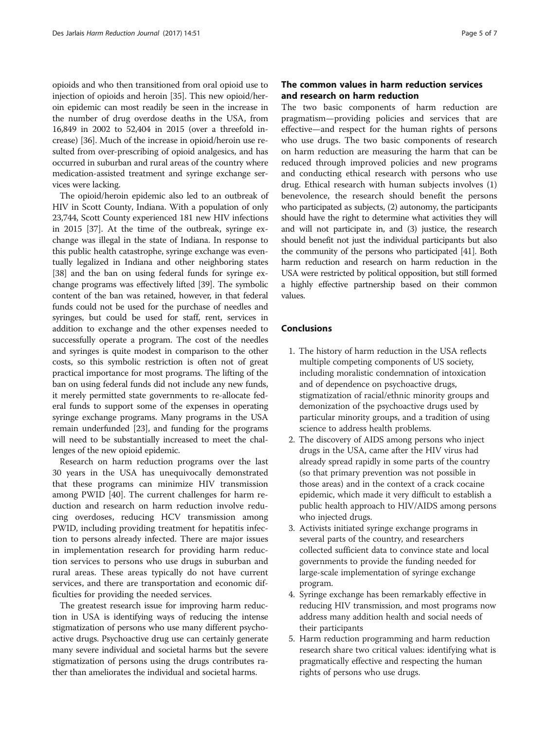opioids and who then transitioned from oral opioid use to injection of opioids and heroin [35]. This new opioid/heroin epidemic can most readily be seen in the increase in the number of drug overdose deaths in the USA, from 16,849 in 2002 to 52,404 in 2015 (over a threefold increase) [36]. Much of the increase in opioid/heroin use resulted from over-prescribing of opioid analgesics, and has occurred in suburban and rural areas of the country where medication-assisted treatment and syringe exchange services were lacking.

The opioid/heroin epidemic also led to an outbreak of HIV in Scott County, Indiana. With a population of only 23,744, Scott County experienced 181 new HIV infections in 2015 [37]. At the time of the outbreak, syringe exchange was illegal in the state of Indiana. In response to this public health catastrophe, syringe exchange was eventually legalized in Indiana and other neighboring states [38] and the ban on using federal funds for syringe exchange programs was effectively lifted [39]. The symbolic content of the ban was retained, however, in that federal funds could not be used for the purchase of needles and syringes, but could be used for staff, rent, services in addition to exchange and the other expenses needed to successfully operate a program. The cost of the needles and syringes is quite modest in comparison to the other costs, so this symbolic restriction is often not of great practical importance for most programs. The lifting of the ban on using federal funds did not include any new funds, it merely permitted state governments to re-allocate federal funds to support some of the expenses in operating syringe exchange programs. Many programs in the USA remain underfunded [23], and funding for the programs will need to be substantially increased to meet the challenges of the new opioid epidemic.

Research on harm reduction programs over the last 30 years in the USA has unequivocally demonstrated that these programs can minimize HIV transmission among PWID [40]. The current challenges for harm reduction and research on harm reduction involve reducing overdoses, reducing HCV transmission among PWID, including providing treatment for hepatitis infection to persons already infected. There are major issues in implementation research for providing harm reduction services to persons who use drugs in suburban and rural areas. These areas typically do not have current services, and there are transportation and economic difficulties for providing the needed services.

The greatest research issue for improving harm reduction in USA is identifying ways of reducing the intense stigmatization of persons who use many different psychoactive drugs. Psychoactive drug use can certainly generate many severe individual and societal harms but the severe stigmatization of persons using the drugs contributes rather than ameliorates the individual and societal harms.

## The common values in harm reduction services and research on harm reduction

The two basic components of harm reduction are pragmatism—providing policies and services that are effective—and respect for the human rights of persons who use drugs. The two basic components of research on harm reduction are measuring the harm that can be reduced through improved policies and new programs and conducting ethical research with persons who use drug. Ethical research with human subjects involves (1) benevolence, the research should benefit the persons who participated as subjects, (2) autonomy, the participants should have the right to determine what activities they will and will not participate in, and (3) justice, the research should benefit not just the individual participants but also the community of the persons who participated [41]. Both harm reduction and research on harm reduction in the USA were restricted by political opposition, but still formed a highly effective partnership based on their common values.

## Conclusions

1. The history of harm reduction in the USA reflects multiple competing components of US society, including moralistic condemnation of intoxication and of dependence on psychoactive drugs, stigmatization of racial/ethnic minority groups and demonization of the psychoactive drugs used by particular minority groups, and a tradition of using science to address health problems.
2. The discovery of AIDS among persons who inject drugs in the USA, came after the HIV virus had already spread rapidly in some parts of the country (so that primary prevention was not possible in those areas) and in the context of a crack cocaine epidemic, which made it very difficult to establish a public health approach to HIV/AIDS among persons who injected drugs.
3. Activists initiated syringe exchange programs in several parts of the country, and researchers collected sufficient data to convince state and local governments to provide the funding needed for large-scale implementation of syringe exchange program.
4. Syringe exchange has been remarkably effective in reducing HIV transmission, and most programs now address many addition health and social needs of their participants
5. Harm reduction programming and harm reduction research share two critical values: identifying what is pragmatically effective and respecting the human rights of persons who use drugs.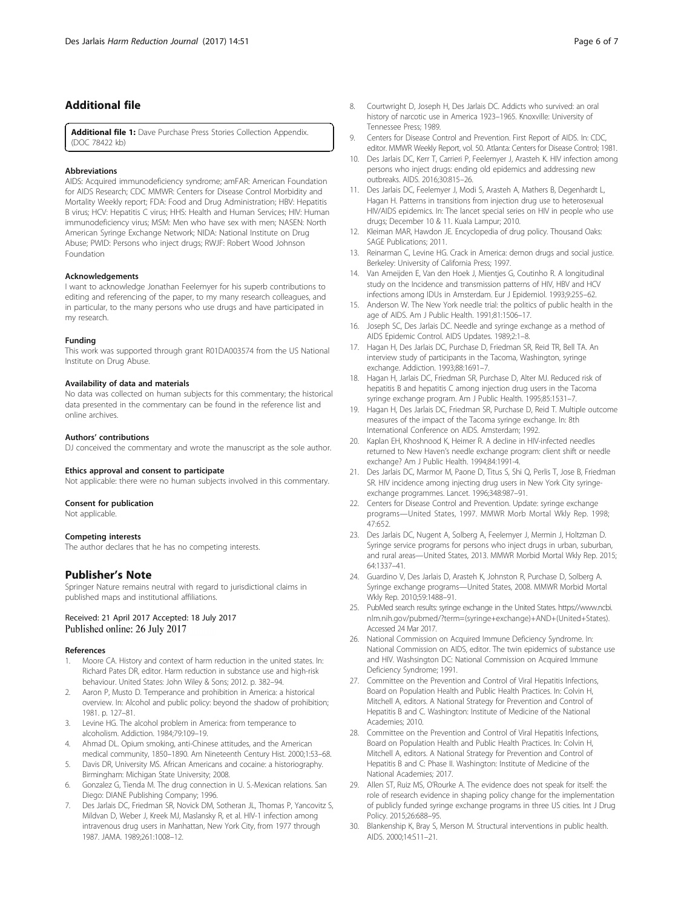## Additional file

**Additional file 1:** Dave Purchase Press Stories Collection Appendix. (DOC 78422 kb)

#### Abbreviations

AIDS: Acquired immunodeficiency syndrome; amFAR: American Foundation for AIDS Research; CDC MMWR: Centers for Disease Control Morbidity and Mortality Weekly report; FDA: Food and Drug Administration; HBV: Hepatitis B virus; HCV: Hepatitis C virus; HHS: Health and Human Services; HIV: Human immunodeficiency virus; MSM: Men who have sex with men; NASEN: North American Syringe Exchange Network; NIDA: National Institute on Drug Abuse; PWID: Persons who inject drugs; RWJF: Robert Wood Johnson Foundation

#### Acknowledgements

I want to acknowledge Jonathan Feelemyer for his superb contributions to editing and referencing of the paper, to my many research colleagues, and in particular, to the many persons who use drugs and have participated in my research.

#### Funding

This work was supported through grant R01DA003574 from the US National Institute on Drug Abuse.

#### Availability of data and materials

No data was collected on human subjects for this commentary; the historical data presented in the commentary can be found in the reference list and online archives.

#### Authors' contributions

DJ conceived the commentary and wrote the manuscript as the sole author.

#### Ethics approval and consent to participate

Not applicable: there were no human subjects involved in this commentary.

#### Consent for publication

Not applicable.

#### Competing interests

The author declares that he has no competing interests.

## Publisher's Note

Springer Nature remains neutral with regard to jurisdictional claims in published maps and institutional affiliations.

Received: 21 April 2017 Accepted: 18 July 2017
Published online: 26 July 2017

#### References

1. Moore CA. History and context of harm reduction in the united states. In: Richard Pates DR, editor. Harm reduction in substance use and high-risk behaviour. United States: John Wiley & Sons; 2012. p. 382–94.
2. Aaron P, Musto D. Temperance and prohibition in America: a historical overview. In: Alcohol and public policy: beyond the shadow of prohibition; 1981. p. 127–81.
3. Levine HG. The alcohol problem in America: from temperance to alcoholism. Addiction. 1984;79:109–19.
4. Ahmad DL. Opium smoking, anti-Chinese attitudes, and the American medical community, 1850–1890. Am Nineteenth Century Hist. 2000;1:53–68.
5. Davis DR, University MS. African Americans and cocaine: a historiography. Birmingham: Michigan State University; 2008.
6. Gonzalez G, Tienda M. The drug connection in U. S.-Mexican relations. San Diego: DIANE Publishing Company; 1996.
7. Des Jarlais DC, Friedman SR, Novick DM, Sotheran JL, Thomas P, Yancovitz S, Mildvan D, Weber J, Kreek MJ, Maslansky R, et al. HIV-1 infection among intravenous drug users in Manhattan, New York City, from 1977 through 1987. JAMA. 1989;261:1008–12.
8. Courtwright D, Joseph H, Des Jarlais DC. Addicts who survived: an oral history of narcotic use in America 1923–1965. Knoxville: University of Tennessee Press; 1989.
9. Centers for Disease Control and Prevention. First Report of AIDS. In: CDC, editor. MMWR Weekly Report, vol. 50. Atlanta: Centers for Disease Control; 1981.
10. Des Jarlais DC, Kerr T, Carrieri P, Feelemyer J, Arasteh K. HIV infection among persons who inject drugs: ending old epidemics and addressing new outbreaks. AIDS. 2016;30:815–26.
11. Des Jarlais DC, Feelemyer J, Modi S, Arasteh A, Mathers B, Degenhardt L, Hagan H. Patterns in transitions from injection drug use to heterosexual HIV/AIDS epidemics. In: The lancet special series on HIV in people who use drugs; December 10 & 11. Kuala Lampur; 2010.
12. Kleiman MAR, Hawdon JE. Encyclopedia of drug policy. Thousand Oaks: SAGE Publications; 2011.
13. Reinarman C, Levine HG. Crack in America: demon drugs and social justice. Berkeley: University of California Press; 1997.
14. Van Ameijden E, Van den Hoek J, Mientjes G, Coutinho R. A longitudinal study on the Incidence and transmission patterns of HIV, HBV and HCV infections among IDUs in Amsterdam. Eur J Epidemiol. 1993;9:255–62.
15. Anderson W. The New York needle trial: the politics of public health in the age of AIDS. Am J Public Health. 1991;81:1506–17.
16. Joseph SC, Des Jarlais DC. Needle and syringe exchange as a method of AIDS Epidemic Control. AIDS Updates. 1989;2:1–8.
17. Hagan H, Des Jarlais DC, Purchase D, Friedman SR, Reid TR, Bell TA. An interview study of participants in the Tacoma, Washington, syringe exchange. Addiction. 1993;88:1691–7.
18. Hagan H, Jarlais DC, Friedman SR, Purchase D, Alter MJ. Reduced risk of hepatitis B and hepatitis C among injection drug users in the Tacoma syringe exchange program. Am J Public Health. 1995;85:1531–7.
19. Hagan H, Des Jarlais DC, Friedman SR, Purchase D, Reid T. Multiple outcome measures of the impact of the Tacoma syringe exchange. In: 8th International Conference on AIDS. Amsterdam; 1992.
20. Kaplan EH, Khoshnood K, Heimer R. A decline in HIV-infected needles returned to New Haven's needle exchange program: client shift or needle exchange? Am J Public Health. 1994;84:1991-4.
21. Des Jarlais DC, Marmor M, Paone D, Titus S, Shi Q, Perlis T, Jose B, Friedman SR. HIV incidence among injecting drug users in New York City syringe-exchange programmes. Lancet. 1996;348:987–91.
22. Centers for Disease Control and Prevention. Update: syringe exchange programs—United States, 1997. MMWR Morb Mortal Wkly Rep. 1998; 47:652.
23. Des Jarlais DC, Nugent A, Solberg A, Feelemyer J, Mermin J, Holtzman D. Syringe service programs for persons who inject drugs in urban, suburban, and rural areas—United States, 2013. MMWR Morbid Mortal Wkly Rep. 2015; 64:1337–41.
24. Guardino V, Des Jarlais D, Arasteh K, Johnston R, Purchase D, Solberg A. Syringe exchange programs—United States, 2008. MMWR Morbid Mortal Wkly Rep. 2010;59:1488–91.
25. PubMed search results: syringe exchange in the United States. https://www.ncbi.nlm.nih.gov/pubmed/?term=(syringe+exchange)+AND+(United+States). Accessed 24 Mar 2017.
26. National Commission on Acquired Immune Deficiency Syndrome. In: National Commission on AIDS, editor. The twin epidemics of substance use and HIV. Washsington DC: National Commission on Acquired Immune Deficiency Syndrome; 1991.
27. Committee on the Prevention and Control of Viral Hepatitis Infections, Board on Population Health and Public Health Practices. In: Colvin H, Mitchell A, editors. A National Strategy for Prevention and Control of Hepatitis B and C. Washington: Institute of Medicine of the National Academies; 2010.
28. Committee on the Prevention and Control of Viral Hepatitis Infections, Board on Population Health and Public Health Practices. In: Colvin H, Mitchell A, editors. A National Strategy for Prevention and Control of Hepatitis B and C: Phase II. Washington: Institute of Medicine of the National Academies; 2017.
29. Allen ST, Ruiz MS, O'Rourke A. The evidence does not speak for itself: the role of research evidence in shaping policy change for the implementation of publicly funded syringe exchange programs in three US cities. Int J Drug Policy. 2015;26:688–95.
30. Blankenship K, Bray S, Merson M. Structural interventions in public health. AIDS. 2000;14:S11–21.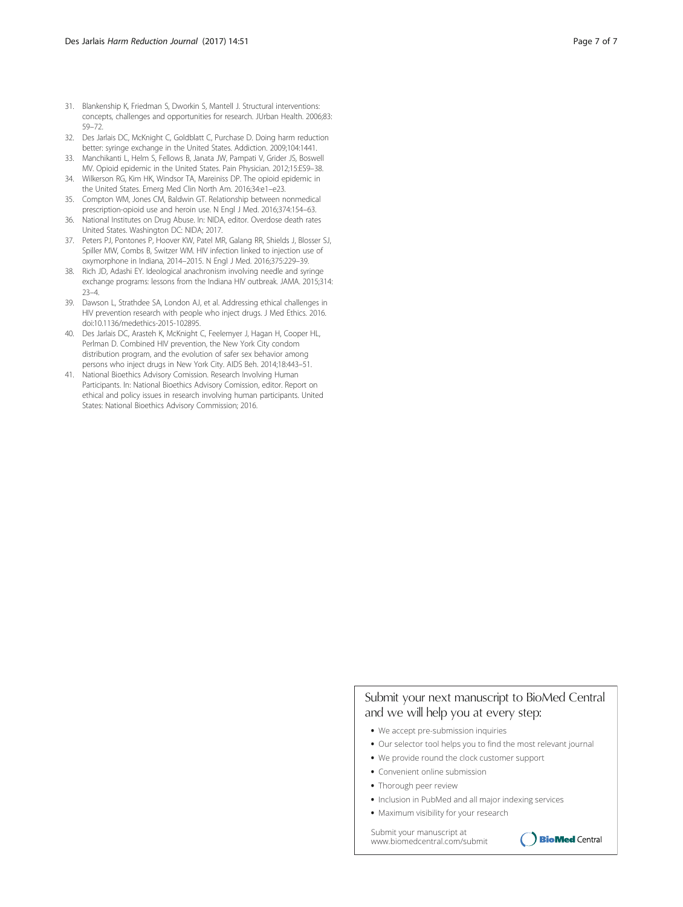31. Blankenship K, Friedman S, Dworkin S, Mantell J. Structural interventions: concepts, challenges and opportunities for research. JUrban Health. 2006;83: 59–72.
32. Des Jarlais DC, McKnight C, Goldblatt C, Purchase D. Doing harm reduction better: syringe exchange in the United States. Addiction. 2009;104:1441.
33. Manchikanti L, Helm S, Fellows B, Janata JW, Pampati V, Grider JS, Boswell MV. Opioid epidemic in the United States. Pain Physician. 2012;15:ES9–38.
34. Wilkerson RG, Kim HK, Windsor TA, Mareiniss DP. The opioid epidemic in the United States. Emerg Med Clin North Am. 2016;34:e1–e23.
35. Compton WM, Jones CM, Baldwin GT. Relationship between nonmedical prescription-opioid use and heroin use. N Engl J Med. 2016;374:154–63.
36. National Institutes on Drug Abuse. In: NIDA, editor. Overdose death rates United States. Washington DC: NIDA; 2017.
37. Peters PJ, Pontones P, Hoover KW, Patel MR, Galang RR, Shields J, Blosser SJ, Spiller MW, Combs B, Switzer WM. HIV infection linked to injection use of oxymorphone in Indiana, 2014–2015. N Engl J Med. 2016;375:229–39.
38. Rich JD, Adashi EY. Ideological anachronism involving needle and syringe exchange programs: lessons from the Indiana HIV outbreak. JAMA. 2015;314: 23–4.
39. Dawson L, Strathdee SA, London AJ, et al. Addressing ethical challenges in HIV prevention research with people who inject drugs. J Med Ethics. 2016. doi:10.1136/medethics-2015-102895.
40. Des Jarlais DC, Arasteh K, McKnight C, Feelemyer J, Hagan H, Cooper HL, Perlman D. Combined HIV prevention, the New York City condom distribution program, and the evolution of safer sex behavior among persons who inject drugs in New York City. AIDS Beh. 2014;18:443–51.
41. National Bioethics Advisory Comission. Research Involving Human Participants. In: National Bioethics Advisory Comission, editor. Report on ethical and policy issues in research involving human participants. United States: National Bioethics Advisory Commission; 2016.